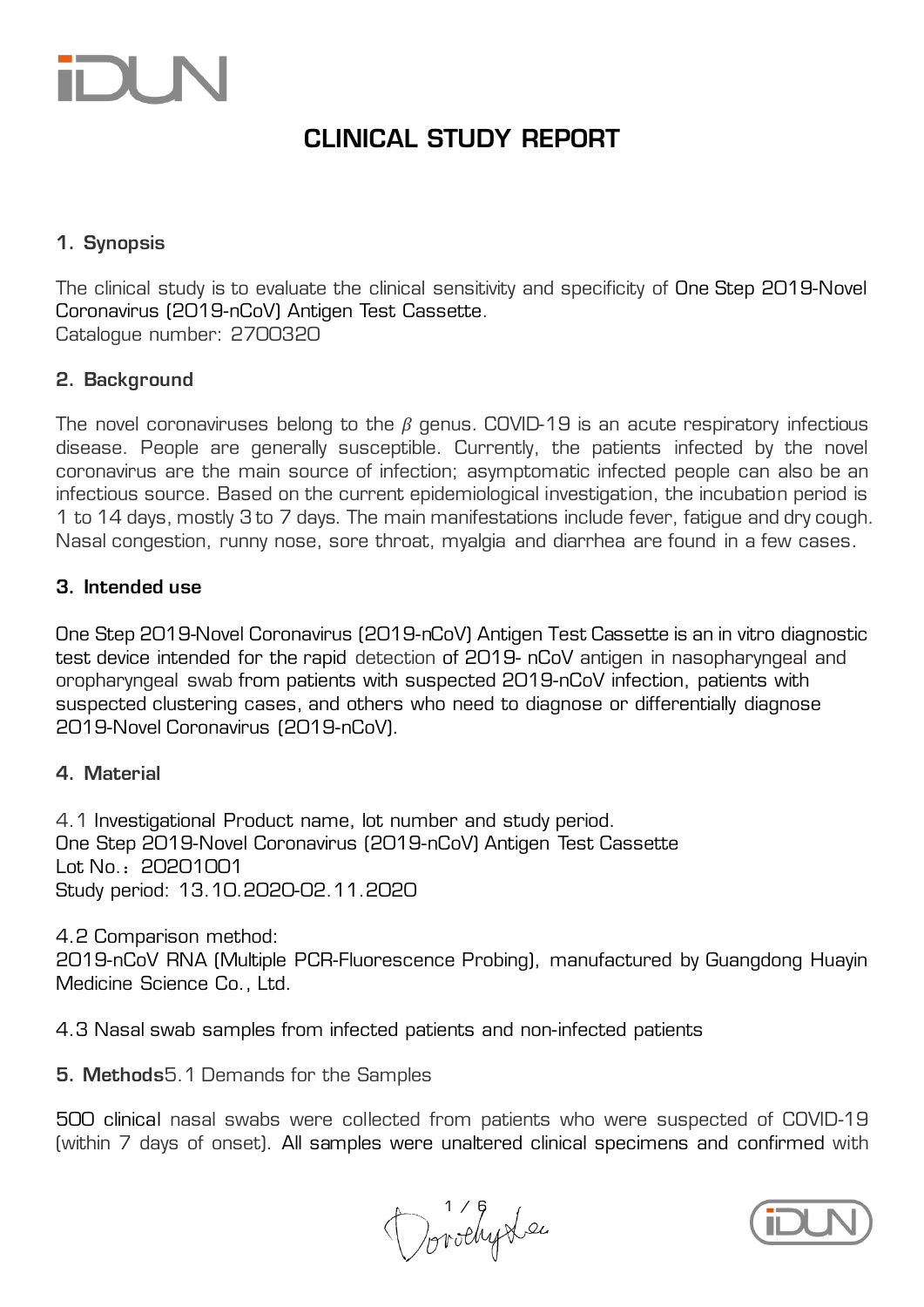iDUN

# CLINICAL STUDY REPORT

## 1. Synopsis

The clinical study is to evaluate the clinical sensitivity and specificity of One Step 2019-Novel Coronavirus (2019-nCoV) Antigen Test Cassette.
Catalogue number: 2700320

## 2. Background

The novel coronaviruses belong to the $\beta$ genus. COVID-19 is an acute respiratory infectious disease. People are generally susceptible. Currently, the patients infected by the novel coronavirus are the main source of infection; asymptomatic infected people can also be an infectious source. Based on the current epidemiological investigation, the incubation period is 1 to 14 days, mostly 3 to 7 days. The main manifestations include fever, fatigue and dry cough. Nasal congestion, runny nose, sore throat, myalgia and diarrhea are found in a few cases.

## 3. Intended use

One Step 2019-Novel Coronavirus (2019-nCoV) Antigen Test Cassette is an in vitro diagnostic test device intended for the rapid detection of 2019- nCoV antigen in nasopharyngeal and oropharyngeal swab from patients with suspected 2019-nCoV infection, patients with suspected clustering cases, and others who need to diagnose or differentially diagnose 2019-Novel Coronavirus (2019-nCoV).

## 4. Material

4.1 Investigational Product name, lot number and study period.
One Step 2019-Novel Coronavirus (2019-nCoV) Antigen Test Cassette
Lot No.：20201001
Study period: 13.10.2020-02.11.2020

4.2 Comparison method:
2019-nCoV RNA (Multiple PCR-Fluorescence Probing), manufactured by Guangdong Huayin Medicine Science Co., Ltd.

4.3 Nasal swab samples from infected patients and non-infected patients

## 5. Methods

5.1 Demands for the Samples

500 clinical nasal swabs were collected from patients who were suspected of COVID-19 (within 7 days of onset). All samples were unaltered clinical specimens and confirmed with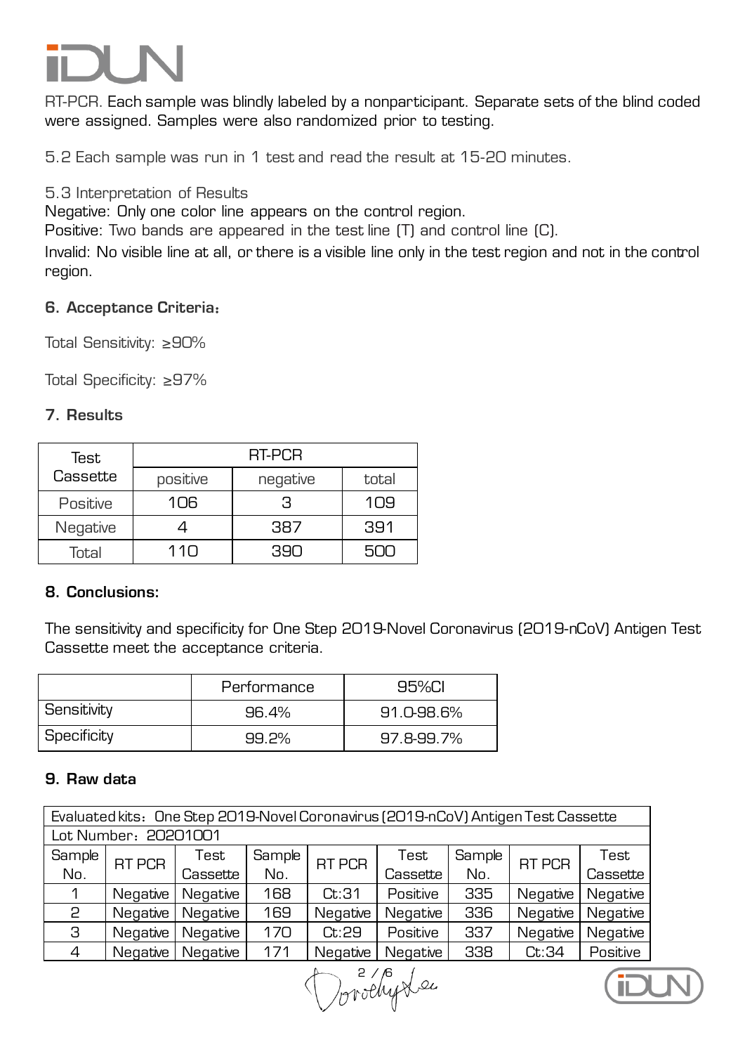RT-PCR. Each sample was blindly labeled by a nonparticipant. Separate sets of the blind coded were assigned. Samples were also randomized prior to testing.

5.2 Each sample was run in 1 test and read the result at 15-20 minutes.

5.3 Interpretation of Results

Negative: Only one color line appears on the control region.

Positive: Two bands are appeared in the test line (T) and control line (C).

Invalid: No visible line at all, or there is a visible line only in the test region and not in the control region.

### 6. Acceptance Criteria：

Total Sensitivity: ≥90%

Total Specificity: ≥97%

### 7. Results

| Test Cassette | RT-PCR | | |
|---|---|---|---|
| | positive | negative | total |
| Positive | 106 | 3 | 109 |
| Negative | 4 | 387 | 391 |
| Total | 110 | 390 | 500 |

### 8. Conclusions:

The sensitivity and specificity for One Step 2019-Novel Coronavirus (2019-nCoV) Antigen Test Cassette meet the acceptance criteria.

| | Performance | 95%CI |
|---|---|---|
| Sensitivity | 96.4% | 91.0-98.6% |
| Specificity | 99.2% | 97.8-99.7% |

### 9. Raw data

| Evaluated kits：One Step 2019-Novel Coronavirus (2019-nCoV) Antigen Test Cassette | | | | | | | | |
|---|---|---|---|---|---|---|---|---|
| Lot Number：20201001 | | | | | | | | |
| Sample No. | RT PCR | Test Cassette | Sample No. | RT PCR | Test Cassette | Sample No. | RT PCR | Test Cassette |
| 1 | Negative | Negative | 168 | Ct:31 | Positive | 335 | Negative | Negative |
| 2 | Negative | Negative | 169 | Negative | Negative | 336 | Negative | Negative |
| 3 | Negative | Negative | 170 | Ct:29 | Positive | 337 | Negative | Negative |
| 4 | Negative | Negative | 171 | Negative | Negative | 338 | Ct:34 | Positive |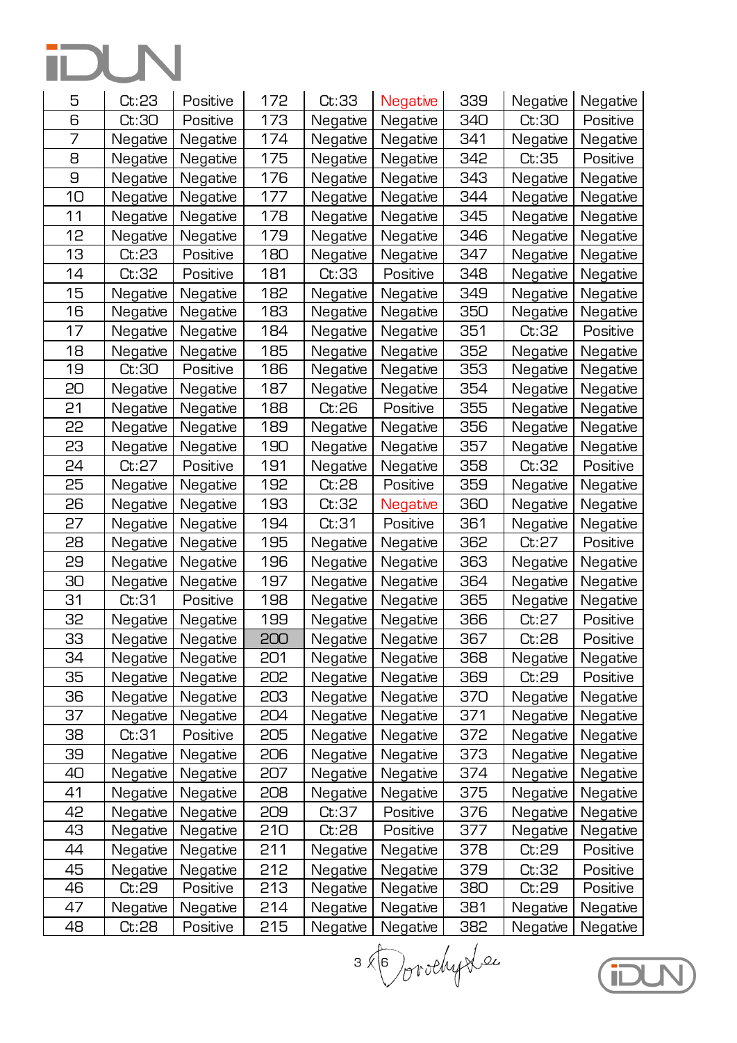| | | | | | | | | |
|---|---|---|---|---|---|---|---|---|
| 5 | Ct:23 | Positive | 172 | Ct:33 | Negative | 339 | Negative | Negative |
| 6 | Ct:30 | Positive | 173 | Negative | Negative | 340 | Ct:30 | Positive |
| 7 | Negative | Negative | 174 | Negative | Negative | 341 | Negative | Negative |
| 8 | Negative | Negative | 175 | Negative | Negative | 342 | Ct:35 | Positive |
| 9 | Negative | Negative | 176 | Negative | Negative | 343 | Negative | Negative |
| 10 | Negative | Negative | 177 | Negative | Negative | 344 | Negative | Negative |
| 11 | Negative | Negative | 178 | Negative | Negative | 345 | Negative | Negative |
| 12 | Negative | Negative | 179 | Negative | Negative | 346 | Negative | Negative |
| 13 | Ct:23 | Positive | 180 | Negative | Negative | 347 | Negative | Negative |
| 14 | Ct:32 | Positive | 181 | Ct:33 | Positive | 348 | Negative | Negative |
| 15 | Negative | Negative | 182 | Negative | Negative | 349 | Negative | Negative |
| 16 | Negative | Negative | 183 | Negative | Negative | 350 | Negative | Negative |
| 17 | Negative | Negative | 184 | Negative | Negative | 351 | Ct:32 | Positive |
| 18 | Negative | Negative | 185 | Negative | Negative | 352 | Negative | Negative |
| 19 | Ct:30 | Positive | 186 | Negative | Negative | 353 | Negative | Negative |
| 20 | Negative | Negative | 187 | Negative | Negative | 354 | Negative | Negative |
| 21 | Negative | Negative | 188 | Ct:26 | Positive | 355 | Negative | Negative |
| 22 | Negative | Negative | 189 | Negative | Negative | 356 | Negative | Negative |
| 23 | Negative | Negative | 190 | Negative | Negative | 357 | Negative | Negative |
| 24 | Ct:27 | Positive | 191 | Negative | Negative | 358 | Ct:32 | Positive |
| 25 | Negative | Negative | 192 | Ct:28 | Positive | 359 | Negative | Negative |
| 26 | Negative | Negative | 193 | Ct:32 | Negative | 360 | Negative | Negative |
| 27 | Negative | Negative | 194 | Ct:31 | Positive | 361 | Negative | Negative |
| 28 | Negative | Negative | 195 | Negative | Negative | 362 | Ct:27 | Positive |
| 29 | Negative | Negative | 196 | Negative | Negative | 363 | Negative | Negative |
| 30 | Negative | Negative | 197 | Negative | Negative | 364 | Negative | Negative |
| 31 | Ct:31 | Positive | 198 | Negative | Negative | 365 | Negative | Negative |
| 32 | Negative | Negative | 199 | Negative | Negative | 366 | Ct:27 | Positive |
| 33 | Negative | Negative | 200 | Negative | Negative | 367 | Ct:28 | Positive |
| 34 | Negative | Negative | 201 | Negative | Negative | 368 | Negative | Negative |
| 35 | Negative | Negative | 202 | Negative | Negative | 369 | Ct:29 | Positive |
| 36 | Negative | Negative | 203 | Negative | Negative | 370 | Negative | Negative |
| 37 | Negative | Negative | 204 | Negative | Negative | 371 | Negative | Negative |
| 38 | Ct:31 | Positive | 205 | Negative | Negative | 372 | Negative | Negative |
| 39 | Negative | Negative | 206 | Negative | Negative | 373 | Negative | Negative |
| 40 | Negative | Negative | 207 | Negative | Negative | 374 | Negative | Negative |
| 41 | Negative | Negative | 208 | Negative | Negative | 375 | Negative | Negative |
| 42 | Negative | Negative | 209 | Ct:37 | Positive | 376 | Negative | Negative |
| 43 | Negative | Negative | 210 | Ct:28 | Positive | 377 | Negative | Negative |
| 44 | Negative | Negative | 211 | Negative | Negative | 378 | Ct:29 | Positive |
| 45 | Negative | Negative | 212 | Negative | Negative | 379 | Ct:32 | Positive |
| 46 | Ct:29 | Positive | 213 | Negative | Negative | 380 | Ct:29 | Positive |
| 47 | Negative | Negative | 214 | Negative | Negative | 381 | Negative | Negative |
| 48 | Ct:28 | Positive | 215 | Negative | Negative | 382 | Negative | Negative |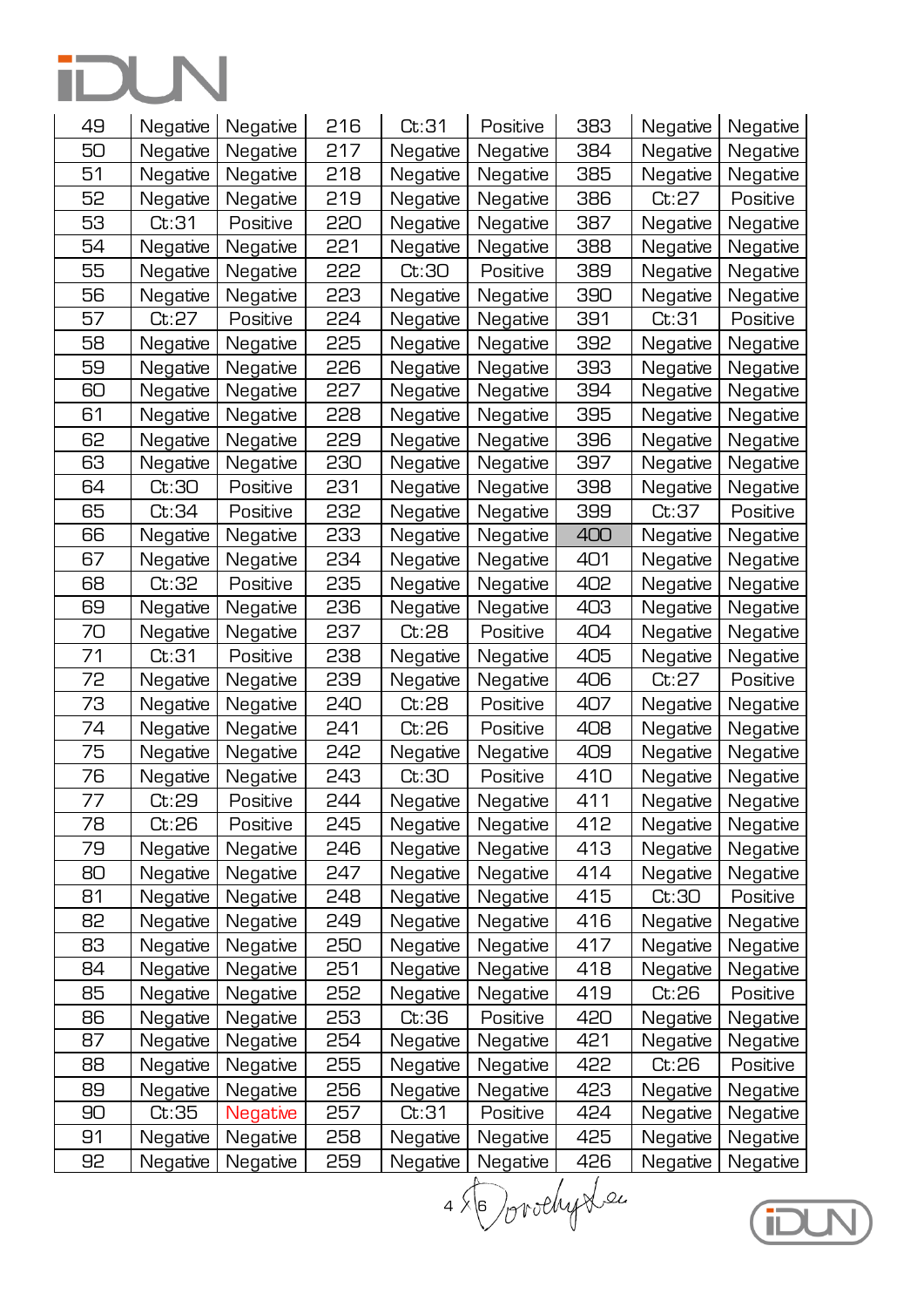| | | | | | | | | |
|---|---|---|---|---|---|---|---|---|
| 49 | Negative | Negative | 216 | Ct:31 | Positive | 383 | Negative | Negative |
| 50 | Negative | Negative | 217 | Negative | Negative | 384 | Negative | Negative |
| 51 | Negative | Negative | 218 | Negative | Negative | 385 | Negative | Negative |
| 52 | Negative | Negative | 219 | Negative | Negative | 386 | Ct:27 | Positive |
| 53 | Ct:31 | Positive | 220 | Negative | Negative | 387 | Negative | Negative |
| 54 | Negative | Negative | 221 | Negative | Negative | 388 | Negative | Negative |
| 55 | Negative | Negative | 222 | Ct:30 | Positive | 389 | Negative | Negative |
| 56 | Negative | Negative | 223 | Negative | Negative | 390 | Negative | Negative |
| 57 | Ct:27 | Positive | 224 | Negative | Negative | 391 | Ct:31 | Positive |
| 58 | Negative | Negative | 225 | Negative | Negative | 392 | Negative | Negative |
| 59 | Negative | Negative | 226 | Negative | Negative | 393 | Negative | Negative |
| 60 | Negative | Negative | 227 | Negative | Negative | 394 | Negative | Negative |
| 61 | Negative | Negative | 228 | Negative | Negative | 395 | Negative | Negative |
| 62 | Negative | Negative | 229 | Negative | Negative | 396 | Negative | Negative |
| 63 | Negative | Negative | 230 | Negative | Negative | 397 | Negative | Negative |
| 64 | Ct:30 | Positive | 231 | Negative | Negative | 398 | Negative | Negative |
| 65 | Ct:34 | Positive | 232 | Negative | Negative | 399 | Ct:37 | Positive |
| 66 | Negative | Negative | 233 | Negative | Negative | 400 | Negative | Negative |
| 67 | Negative | Negative | 234 | Negative | Negative | 401 | Negative | Negative |
| 68 | Ct:32 | Positive | 235 | Negative | Negative | 402 | Negative | Negative |
| 69 | Negative | Negative | 236 | Negative | Negative | 403 | Negative | Negative |
| 70 | Negative | Negative | 237 | Ct:28 | Positive | 404 | Negative | Negative |
| 71 | Ct:31 | Positive | 238 | Negative | Negative | 405 | Negative | Negative |
| 72 | Negative | Negative | 239 | Negative | Negative | 406 | Ct:27 | Positive |
| 73 | Negative | Negative | 240 | Ct:28 | Positive | 407 | Negative | Negative |
| 74 | Negative | Negative | 241 | Ct:26 | Positive | 408 | Negative | Negative |
| 75 | Negative | Negative | 242 | Negative | Negative | 409 | Negative | Negative |
| 76 | Negative | Negative | 243 | Ct:30 | Positive | 410 | Negative | Negative |
| 77 | Ct:29 | Positive | 244 | Negative | Negative | 411 | Negative | Negative |
| 78 | Ct:26 | Positive | 245 | Negative | Negative | 412 | Negative | Negative |
| 79 | Negative | Negative | 246 | Negative | Negative | 413 | Negative | Negative |
| 80 | Negative | Negative | 247 | Negative | Negative | 414 | Negative | Negative |
| 81 | Negative | Negative | 248 | Negative | Negative | 415 | Ct:30 | Positive |
| 82 | Negative | Negative | 249 | Negative | Negative | 416 | Negative | Negative |
| 83 | Negative | Negative | 250 | Negative | Negative | 417 | Negative | Negative |
| 84 | Negative | Negative | 251 | Negative | Negative | 418 | Negative | Negative |
| 85 | Negative | Negative | 252 | Negative | Negative | 419 | Ct:26 | Positive |
| 86 | Negative | Negative | 253 | Ct:36 | Positive | 420 | Negative | Negative |
| 87 | Negative | Negative | 254 | Negative | Negative | 421 | Negative | Negative |
| 88 | Negative | Negative | 255 | Negative | Negative | 422 | Ct:26 | Positive |
| 89 | Negative | Negative | 256 | Negative | Negative | 423 | Negative | Negative |
| 90 | Ct:35 | Negative | 257 | Ct:31 | Positive | 424 | Negative | Negative |
| 91 | Negative | Negative | 258 | Negative | Negative | 425 | Negative | Negative |
| 92 | Negative | Negative | 259 | Negative | Negative | 426 | Negative | Negative |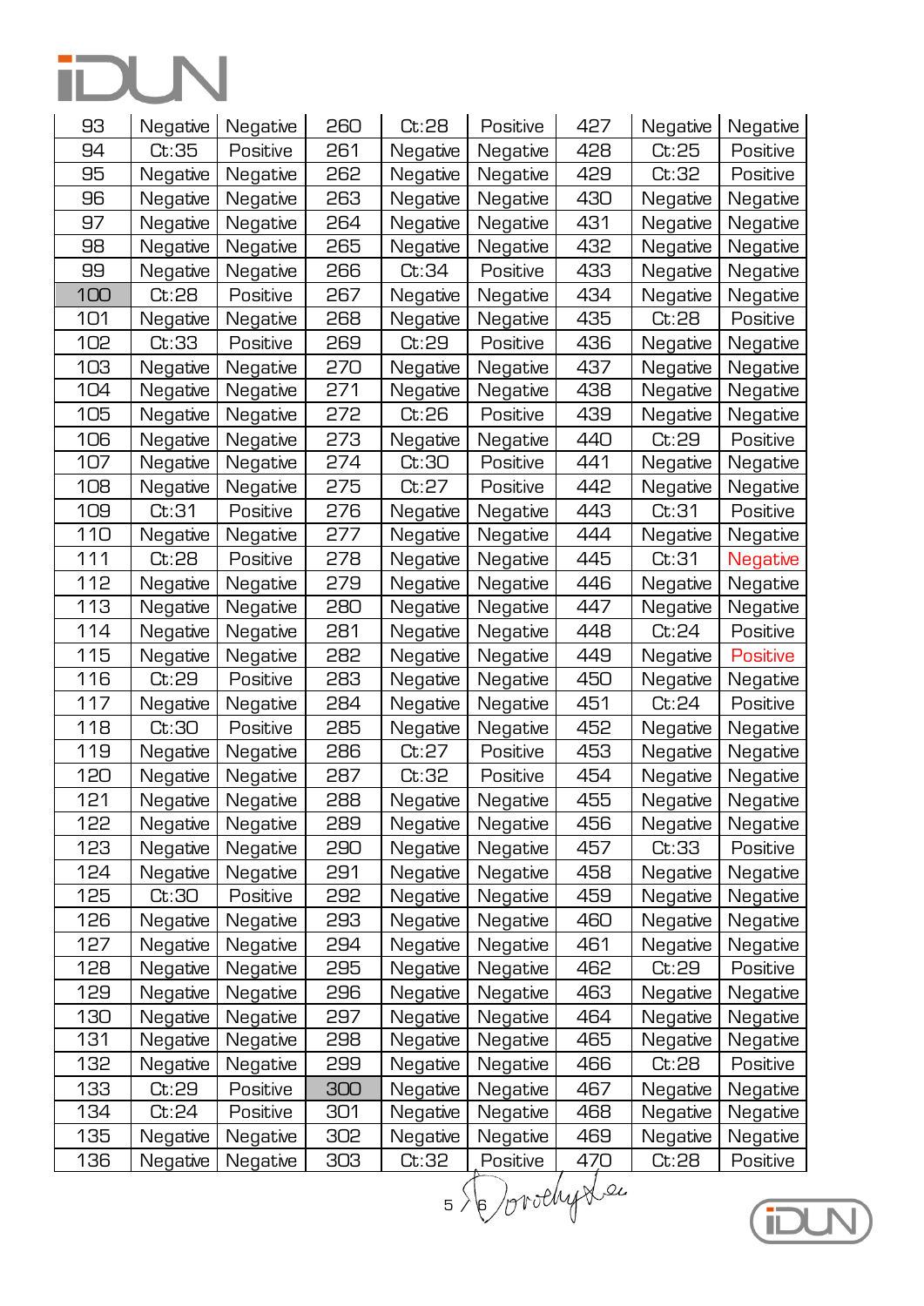| 93 | Negative | Negative | 260 | Ct:28 | Positive | 427 | Negative | Negative |
|---|---|---|---|---|---|---|---|---|
| 94 | Ct:35 | Positive | 261 | Negative | Negative | 428 | Ct:25 | Positive |
| 95 | Negative | Negative | 262 | Negative | Negative | 429 | Ct:32 | Positive |
| 96 | Negative | Negative | 263 | Negative | Negative | 430 | Negative | Negative |
| 97 | Negative | Negative | 264 | Negative | Negative | 431 | Negative | Negative |
| 98 | Negative | Negative | 265 | Negative | Negative | 432 | Negative | Negative |
| 99 | Negative | Negative | 266 | Ct:34 | Positive | 433 | Negative | Negative |
| 100 | Ct:28 | Positive | 267 | Negative | Negative | 434 | Negative | Negative |
| 101 | Negative | Negative | 268 | Negative | Negative | 435 | Ct:28 | Positive |
| 102 | Ct:33 | Positive | 269 | Ct:29 | Positive | 436 | Negative | Negative |
| 103 | Negative | Negative | 270 | Negative | Negative | 437 | Negative | Negative |
| 104 | Negative | Negative | 271 | Negative | Negative | 438 | Negative | Negative |
| 105 | Negative | Negative | 272 | Ct:26 | Positive | 439 | Negative | Negative |
| 106 | Negative | Negative | 273 | Negative | Negative | 440 | Ct:29 | Positive |
| 107 | Negative | Negative | 274 | Ct:30 | Positive | 441 | Negative | Negative |
| 108 | Negative | Negative | 275 | Ct:27 | Positive | 442 | Negative | Negative |
| 109 | Ct:31 | Positive | 276 | Negative | Negative | 443 | Ct:31 | Positive |
| 110 | Negative | Negative | 277 | Negative | Negative | 444 | Negative | Negative |
| 111 | Ct:28 | Positive | 278 | Negative | Negative | 445 | Ct:31 | Negative |
| 112 | Negative | Negative | 279 | Negative | Negative | 446 | Negative | Negative |
| 113 | Negative | Negative | 280 | Negative | Negative | 447 | Negative | Negative |
| 114 | Negative | Negative | 281 | Negative | Negative | 448 | Ct:24 | Positive |
| 115 | Negative | Negative | 282 | Negative | Negative | 449 | Negative | Positive |
| 116 | Ct:29 | Positive | 283 | Negative | Negative | 450 | Negative | Negative |
| 117 | Negative | Negative | 284 | Negative | Negative | 451 | Ct:24 | Positive |
| 118 | Ct:30 | Positive | 285 | Negative | Negative | 452 | Negative | Negative |
| 119 | Negative | Negative | 286 | Ct:27 | Positive | 453 | Negative | Negative |
| 120 | Negative | Negative | 287 | Ct:32 | Positive | 454 | Negative | Negative |
| 121 | Negative | Negative | 288 | Negative | Negative | 455 | Negative | Negative |
| 122 | Negative | Negative | 289 | Negative | Negative | 456 | Negative | Negative |
| 123 | Negative | Negative | 290 | Negative | Negative | 457 | Ct:33 | Positive |
| 124 | Negative | Negative | 291 | Negative | Negative | 458 | Negative | Negative |
| 125 | Ct:30 | Positive | 292 | Negative | Negative | 459 | Negative | Negative |
| 126 | Negative | Negative | 293 | Negative | Negative | 460 | Negative | Negative |
| 127 | Negative | Negative | 294 | Negative | Negative | 461 | Negative | Negative |
| 128 | Negative | Negative | 295 | Negative | Negative | 462 | Ct:29 | Positive |
| 129 | Negative | Negative | 296 | Negative | Negative | 463 | Negative | Negative |
| 130 | Negative | Negative | 297 | Negative | Negative | 464 | Negative | Negative |
| 131 | Negative | Negative | 298 | Negative | Negative | 465 | Negative | Negative |
| 132 | Negative | Negative | 299 | Negative | Negative | 466 | Ct:28 | Positive |
| 133 | Ct:29 | Positive | 300 | Negative | Negative | 467 | Negative | Negative |
| 134 | Ct:24 | Positive | 301 | Negative | Negative | 468 | Negative | Negative |
| 135 | Negative | Negative | 302 | Negative | Negative | 469 | Negative | Negative |
| 136 | Negative | Negative | 303 | Ct:32 | Positive | 470 | Ct:28 | Positive |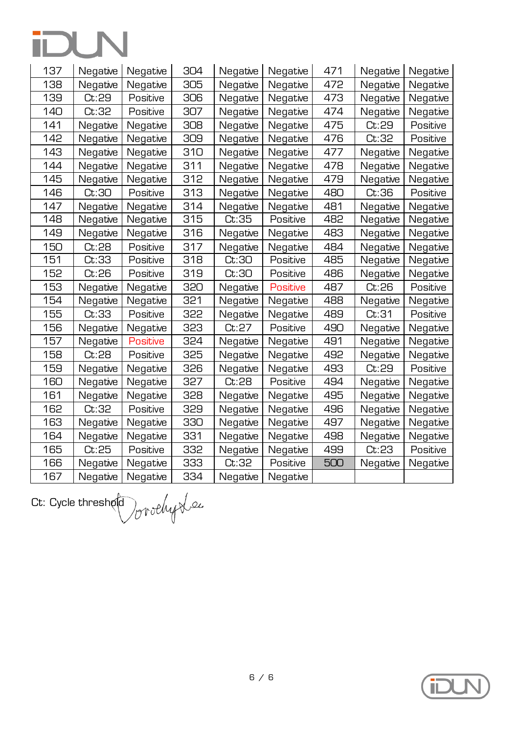| | | | | | | | | |
|---|---|---|---|---|---|---|---|---|
| 137 | Negative | Negative | 304 | Negative | Negative | 471 | Negative | Negative |
| 138 | Negative | Negative | 305 | Negative | Negative | 472 | Negative | Negative |
| 139 | Ct:29 | Positive | 306 | Negative | Negative | 473 | Negative | Negative |
| 140 | Ct:32 | Positive | 307 | Negative | Negative | 474 | Negative | Negative |
| 141 | Negative | Negative | 308 | Negative | Negative | 475 | Ct:29 | Positive |
| 142 | Negative | Negative | 309 | Negative | Negative | 476 | Ct:32 | Positive |
| 143 | Negative | Negative | 310 | Negative | Negative | 477 | Negative | Negative |
| 144 | Negative | Negative | 311 | Negative | Negative | 478 | Negative | Negative |
| 145 | Negative | Negative | 312 | Negative | Negative | 479 | Negative | Negative |
| 146 | Ct:30 | Positive | 313 | Negative | Negative | 480 | Ct:36 | Positive |
| 147 | Negative | Negative | 314 | Negative | Negative | 481 | Negative | Negative |
| 148 | Negative | Negative | 315 | Ct:35 | Positive | 482 | Negative | Negative |
| 149 | Negative | Negative | 316 | Negative | Negative | 483 | Negative | Negative |
| 150 | Ct:28 | Positive | 317 | Negative | Negative | 484 | Negative | Negative |
| 151 | Ct:33 | Positive | 318 | Ct:30 | Positive | 485 | Negative | Negative |
| 152 | Ct:26 | Positive | 319 | Ct:30 | Positive | 486 | Negative | Negative |
| 153 | Negative | Negative | 320 | Negative | Positive | 487 | Ct:26 | Positive |
| 154 | Negative | Negative | 321 | Negative | Negative | 488 | Negative | Negative |
| 155 | Ct:33 | Positive | 322 | Negative | Negative | 489 | Ct:31 | Positive |
| 156 | Negative | Negative | 323 | Ct:27 | Positive | 490 | Negative | Negative |
| 157 | Negative | Positive | 324 | Negative | Negative | 491 | Negative | Negative |
| 158 | Ct:28 | Positive | 325 | Negative | Negative | 492 | Negative | Negative |
| 159 | Negative | Negative | 326 | Negative | Negative | 493 | Ct:29 | Positive |
| 160 | Negative | Negative | 327 | Ct:28 | Positive | 494 | Negative | Negative |
| 161 | Negative | Negative | 328 | Negative | Negative | 495 | Negative | Negative |
| 162 | Ct:32 | Positive | 329 | Negative | Negative | 496 | Negative | Negative |
| 163 | Negative | Negative | 330 | Negative | Negative | 497 | Negative | Negative |
| 164 | Negative | Negative | 331 | Negative | Negative | 498 | Negative | Negative |
| 165 | Ct:25 | Positive | 332 | Negative | Negative | 499 | Ct:23 | Positive |
| 166 | Negative | Negative | 333 | Ct:32 | Positive | 500 | Negative | Negative |
| 167 | Negative | Negative | 334 | Negative | Negative | | | |

Ct: Cycle threshold